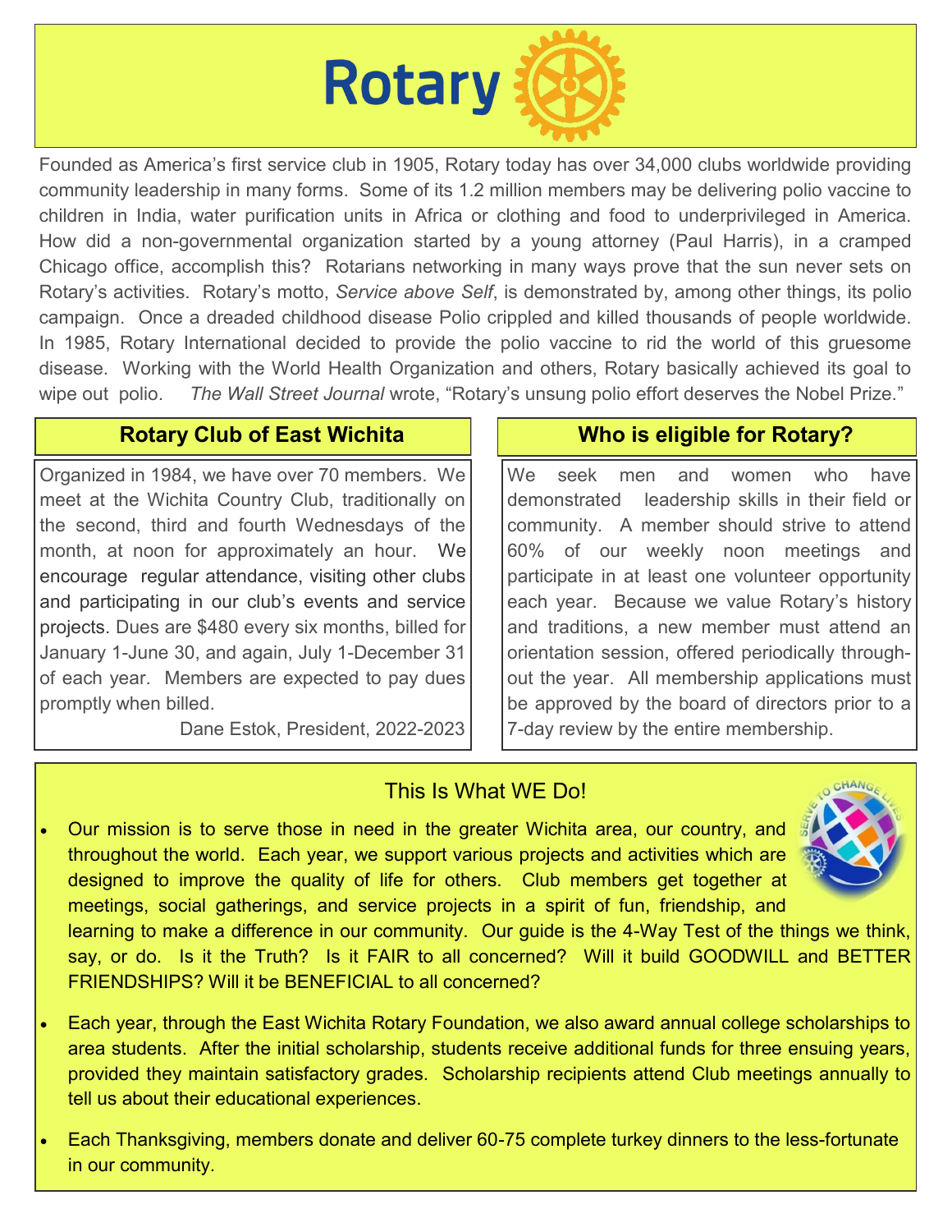# Rotary

Founded as America's first service club in 1905, Rotary today has over 34,000 clubs worldwide providing community leadership in many forms. Some of its 1.2 million members may be delivering polio vaccine to children in India, water purification units in Africa or clothing and food to underprivileged in America. How did a non-governmental organization started by a young attorney (Paul Harris), in a cramped Chicago office, accomplish this? Rotarians networking in many ways prove that the sun never sets on Rotary's activities. Rotary's motto, *Service above Self*, is demonstrated by, among other things, its polio campaign. Once a dreaded childhood disease Polio crippled and killed thousands of people worldwide. In 1985, Rotary International decided to provide the polio vaccine to rid the world of this gruesome disease. Working with the World Health Organization and others, Rotary basically achieved its goal to wipe out polio. *The Wall Street Journal* wrote, "Rotary's unsung polio effort deserves the Nobel Prize."

## Rotary Club of East Wichita

Organized in 1984, we have over 70 members. We meet at the Wichita Country Club, traditionally on the second, third and fourth Wednesdays of the month, at noon for approximately an hour. We encourage regular attendance, visiting other clubs and participating in our club's events and service projects. Dues are $480 every six months, billed for January 1-June 30, and again, July 1-December 31 of each year. Members are expected to pay dues promptly when billed.

Dane Estok, President, 2022-2023

## Who is eligible for Rotary?

We seek men and women who have demonstrated leadership skills in their field or community. A member should strive to attend 60% of our weekly noon meetings and participate in at least one volunteer opportunity each year. Because we value Rotary's history and traditions, a new member must attend an orientation session, offered periodically throughout the year. All membership applications must be approved by the board of directors prior to a 7-day review by the entire membership.

## This Is What WE Do!

- Our mission is to serve those in need in the greater Wichita area, our country, and throughout the world. Each year, we support various projects and activities which are designed to improve the quality of life for others. Club members get together at meetings, social gatherings, and service projects in a spirit of fun, friendship, and learning to make a difference in our community. Our guide is the 4-Way Test of the things we think, say, or do. Is it the Truth? Is it FAIR to all concerned? Will it build GOODWILL and BETTER FRIENDSHIPS? Will it be BENEFICIAL to all concerned?

- Each year, through the East Wichita Rotary Foundation, we also award annual college scholarships to area students. After the initial scholarship, students receive additional funds for three ensuing years, provided they maintain satisfactory grades. Scholarship recipients attend Club meetings annually to tell us about their educational experiences.

- Each Thanksgiving, members donate and deliver 60-75 complete turkey dinners to the less-fortunate in our community.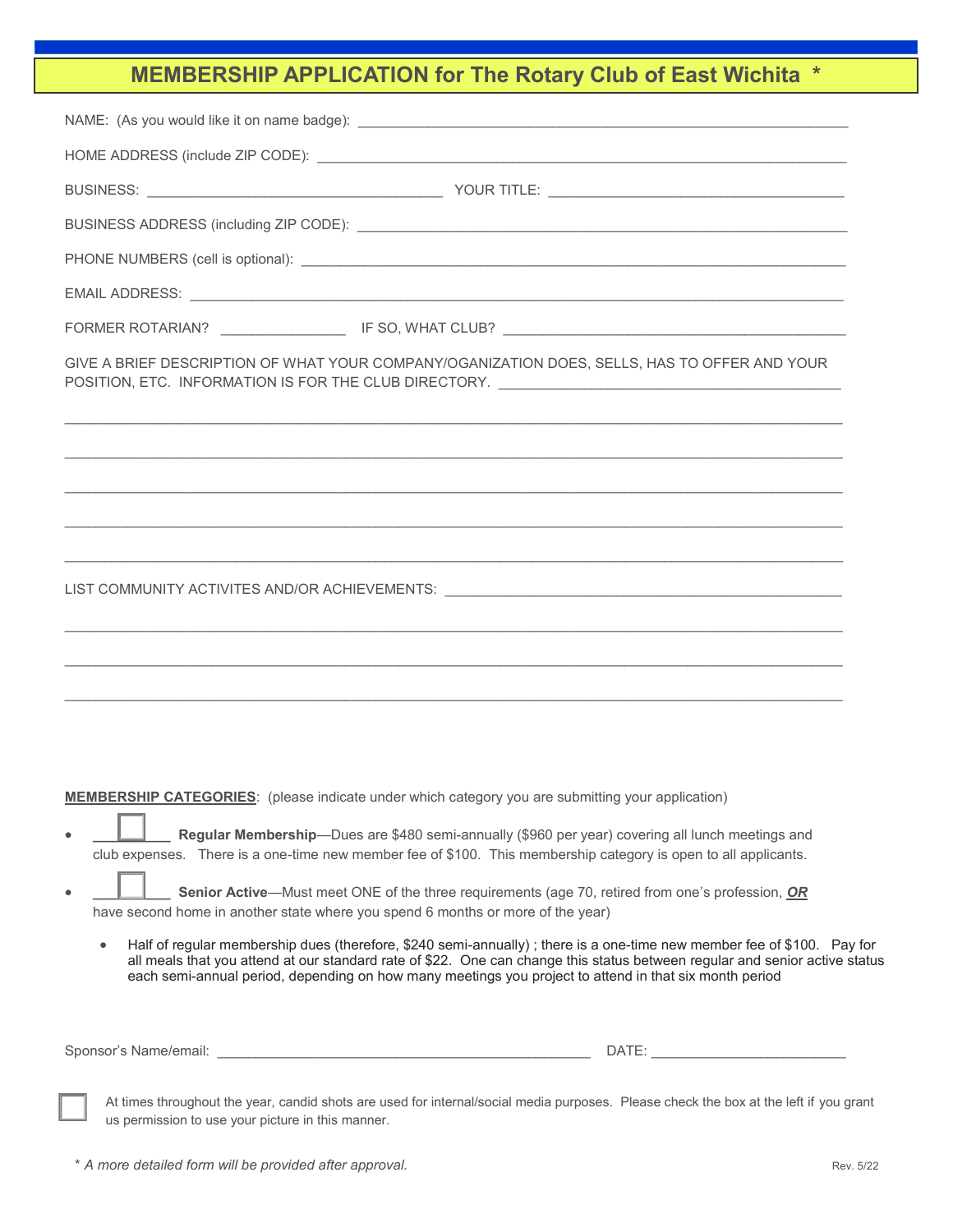# MEMBERSHIP APPLICATION for The Rotary Club of East Wichita *

NAME: (As you would like it on name badge): ______________________________________________

HOME ADDRESS (include ZIP CODE): ______________________________________________

BUSINESS: ______________________ YOUR TITLE: ______________________

BUSINESS ADDRESS (including ZIP CODE): ______________________________________________

PHONE NUMBERS (cell is optional): ______________________________________________

EMAIL ADDRESS: ______________________________________________

FORMER ROTARIAN? __________ IF SO, WHAT CLUB? ______________________

GIVE A BRIEF DESCRIPTION OF WHAT YOUR COMPANY/OGANIZATION DOES, SELLS, HAS TO OFFER AND YOUR POSITION, ETC. INFORMATION IS FOR THE CLUB DIRECTORY. ______________________

______________________________________________

______________________________________________

______________________________________________

______________________________________________

______________________________________________

LIST COMMUNITY ACTIVITES AND/OR ACHIEVEMENTS: ______________________

______________________________________________

______________________________________________

______________________________________________

**MEMBERSHIP CATEGORIES**: (please indicate under which category you are submitting your application)

- ☐ **Regular Membership**—Dues are $480 semi-annually ($960 per year) covering all lunch meetings and club expenses. There is a one-time new member fee of $100. This membership category is open to all applicants.
- ☐ **Senior Active**—Must meet ONE of the three requirements (age 70, retired from one's profession, ***OR*** have second home in another state where you spend 6 months or more of the year)
  - Half of regular membership dues (therefore, $240 semi-annually) ; there is a one-time new member fee of $100. Pay for all meals that you attend at our standard rate of $22. One can change this status between regular and senior active status each semi-annual period, depending on how many meetings you project to attend in that six month period

Sponsor's Name/email: ______________________ DATE: ______________

☐ At times throughout the year, candid shots are used for internal/social media purposes. Please check the box at the left if you grant us permission to use your picture in this manner.

*\* A more detailed form will be provided after approval.*

Rev. 5/22